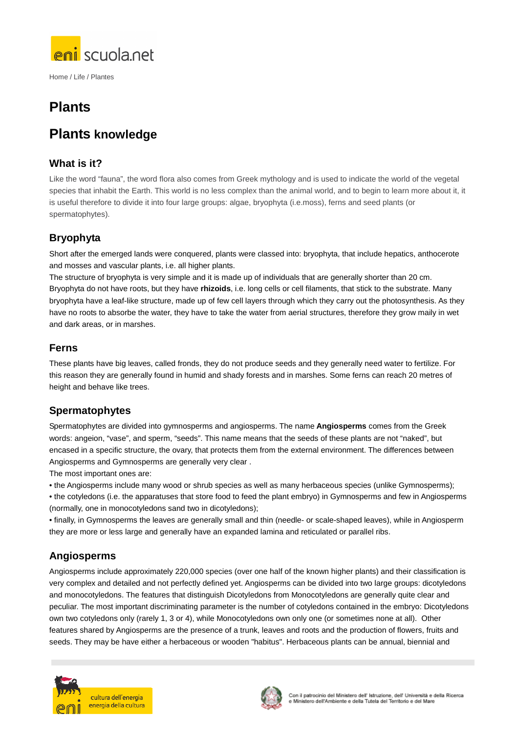Home / Life / Plantes

# Plants

## Plants knowledge

### What is it?

Like the word “fauna”, the word flora also comes from Greek mythology and is used to indicate the world of the vegetal species that inhabit the Earth. This world is no less complex than the animal world, and to begin to learn more about it, it is useful therefore to divide it into four large groups: algae, bryophyta (i.e.moss), ferns and seed plants (or spermatophytes).

### Bryophyta

Short after the emerged lands were conquered, plants were classed into: bryophyta, that include hepatics, anthocerote and mosses and vascular plants, i.e. all higher plants.
The structure of bryophyta is very simple and it is made up of individuals that are generally shorter than 20 cm. Bryophyta do not have roots, but they have **rhizoids**, i.e. long cells or cell filaments, that stick to the substrate. Many bryophyta have a leaf-like structure, made up of few cell layers through which they carry out the photosynthesis. As they have no roots to absorb the water, they have to take the water from aerial structures, therefore they grow maily in wet and dark areas, or in marshes.

### Ferns

These plants have big leaves, called fronds, they do not produce seeds and they generally need water to fertilize. For this reason they are generally found in humid and shady forests and in marshes. Some ferns can reach 20 metres of height and behave like trees.

### Spermatophytes

Spermatophytes are divided into gymnosperms and angiosperms. The name **Angiosperms** comes from the Greek words: angeion, “vase”, and sperm, “seeds”. This name means that the seeds of these plants are not “naked”, but encased in a specific structure, the ovary, that protects them from the external environment. The differences between Angiosperms and Gymnosperms are generally very clear .
The most important ones are:
• the Angiosperms include many wood or shrub species as well as many herbaceous species (unlike Gymnosperms);
• the cotyledons (i.e. the apparatuses that store food to feed the plant embryo) in Gymnosperms and few in Angiosperms (normally, one in monocotyledons sand two in dicotyledons);
• finally, in Gymnosperms the leaves are generally small and thin (needle- or scale-shaped leaves), while in Angiosperm they are more or less large and generally have an expanded lamina and reticulated or parallel ribs.

### Angiosperms

Angiosperms include approximately 220,000 species (over one half of the known higher plants) and their classification is very complex and detailed and not perfectly defined yet. Angiosperms can be divided into two large groups: dicotyledons and monocotyledons. The features that distinguish Dicotyledons from Monocotyledons are generally quite clear and peculiar. The most important discriminating parameter is the number of cotyledons contained in the embryo: Dicotyledons own two cotyledons only (rarely 1, 3 or 4), while Monocotyledons own only one (or sometimes none at all). Other features shared by Angiosperms are the presence of a trunk, leaves and roots and the production of flowers, fruits and seeds. They may be have either a herbaceous or wooden "habitus". Herbaceous plants can be annual, biennial and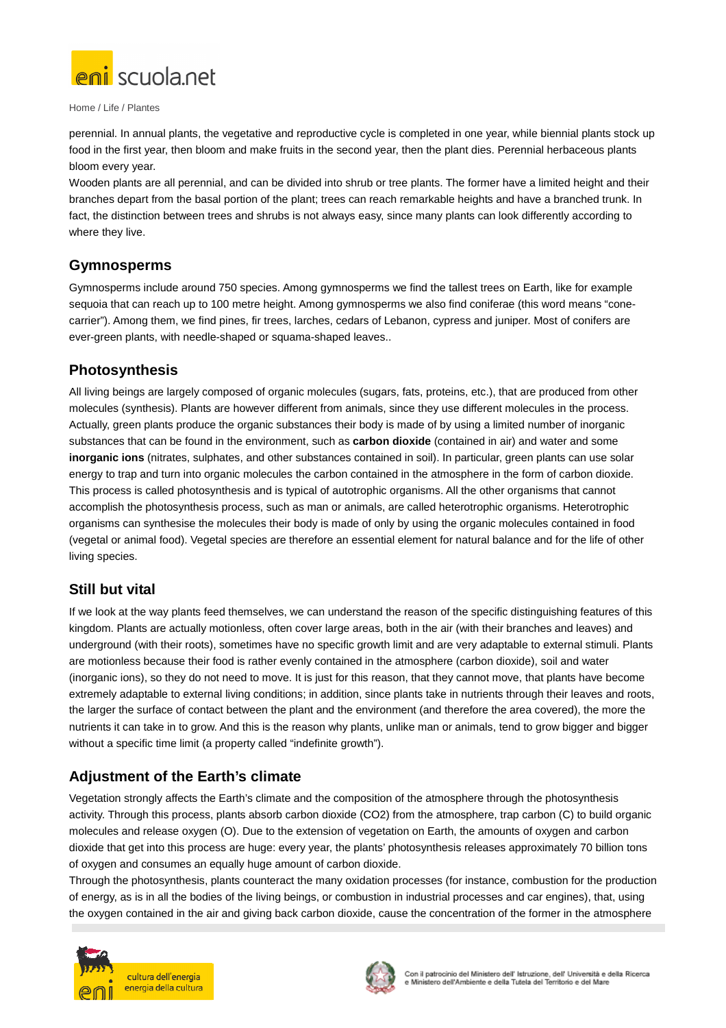perennial. In annual plants, the vegetative and reproductive cycle is completed in one year, while biennial plants stock up food in the first year, then bloom and make fruits in the second year, then the plant dies. Perennial herbaceous plants bloom every year.
Wooden plants are all perennial, and can be divided into shrub or tree plants. The former have a limited height and their branches depart from the basal portion of the plant; trees can reach remarkable heights and have a branched trunk. In fact, the distinction between trees and shrubs is not always easy, since many plants can look differently according to where they live.

## Gymnosperms

Gymnosperms include around 750 species. Among gymnosperms we find the tallest trees on Earth, like for example sequoia that can reach up to 100 metre height. Among gymnosperms we also find coniferae (this word means "cone-carrier"). Among them, we find pines, fir trees, larches, cedars of Lebanon, cypress and juniper. Most of conifers are ever-green plants, with needle-shaped or squama-shaped leaves..

## Photosynthesis

All living beings are largely composed of organic molecules (sugars, fats, proteins, etc.), that are produced from other molecules (synthesis). Plants are however different from animals, since they use different molecules in the process. Actually, green plants produce the organic substances their body is made of by using a limited number of inorganic substances that can be found in the environment, such as **carbon dioxide** (contained in air) and water and some **inorganic ions** (nitrates, sulphates, and other substances contained in soil). In particular, green plants can use solar energy to trap and turn into organic molecules the carbon contained in the atmosphere in the form of carbon dioxide. This process is called photosynthesis and is typical of autotrophic organisms. All the other organisms that cannot accomplish the photosynthesis process, such as man or animals, are called heterotrophic organisms. Heterotrophic organisms can synthesise the molecules their body is made of only by using the organic molecules contained in food (vegetal or animal food). Vegetal species are therefore an essential element for natural balance and for the life of other living species.

## Still but vital

If we look at the way plants feed themselves, we can understand the reason of the specific distinguishing features of this kingdom. Plants are actually motionless, often cover large areas, both in the air (with their branches and leaves) and underground (with their roots), sometimes have no specific growth limit and are very adaptable to external stimuli. Plants are motionless because their food is rather evenly contained in the atmosphere (carbon dioxide), soil and water (inorganic ions), so they do not need to move. It is just for this reason, that they cannot move, that plants have become extremely adaptable to external living conditions; in addition, since plants take in nutrients through their leaves and roots, the larger the surface of contact between the plant and the environment (and therefore the area covered), the more the nutrients it can take in to grow. And this is the reason why plants, unlike man or animals, tend to grow bigger and bigger without a specific time limit (a property called "indefinite growth").

## Adjustment of the Earth's climate

Vegetation strongly affects the Earth's climate and the composition of the atmosphere through the photosynthesis activity. Through this process, plants absorb carbon dioxide ($CO_2$) from the atmosphere, trap carbon (C) to build organic molecules and release oxygen (O). Due to the extension of vegetation on Earth, the amounts of oxygen and carbon dioxide that get into this process are huge: every year, the plants' photosynthesis releases approximately 70 billion tons of oxygen and consumes an equally huge amount of carbon dioxide.
Through the photosynthesis, plants counteract the many oxidation processes (for instance, combustion for the production of energy, as is in all the bodies of the living beings, or combustion in industrial processes and car engines), that, using the oxygen contained in the air and giving back carbon dioxide, cause the concentration of the former in the atmosphere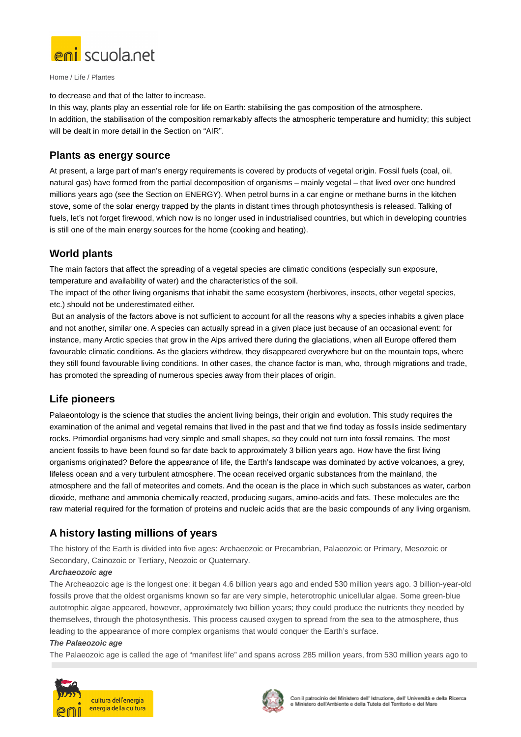to decrease and that of the latter to increase.
In this way, plants play an essential role for life on Earth: stabilising the gas composition of the atmosphere.
In addition, the stabilisation of the composition remarkably affects the atmospheric temperature and humidity; this subject will be dealt in more detail in the Section on "AIR".

## Plants as energy source

At present, a large part of man's energy requirements is covered by products of vegetal origin. Fossil fuels (coal, oil, natural gas) have formed from the partial decomposition of organisms – mainly vegetal – that lived over one hundred millions years ago (see the Section on ENERGY). When petrol burns in a car engine or methane burns in the kitchen stove, some of the solar energy trapped by the plants in distant times through photosynthesis is released. Talking of fuels, let's not forget firewood, which now is no longer used in industrialised countries, but which in developing countries is still one of the main energy sources for the home (cooking and heating).

## World plants

The main factors that affect the spreading of a vegetal species are climatic conditions (especially sun exposure, temperature and availability of water) and the characteristics of the soil.
The impact of the other living organisms that inhabit the same ecosystem (herbivores, insects, other vegetal species, etc.) should not be underestimated either.
But an analysis of the factors above is not sufficient to account for all the reasons why a species inhabits a given place and not another, similar one. A species can actually spread in a given place just because of an occasional event: for instance, many Arctic species that grow in the Alps arrived there during the glaciations, when all Europe offered them favourable climatic conditions. As the glaciers withdrew, they disappeared everywhere but on the mountain tops, where they still found favourable living conditions. In other cases, the chance factor is man, who, through migrations and trade, has promoted the spreading of numerous species away from their places of origin.

## Life pioneers

Palaeontology is the science that studies the ancient living beings, their origin and evolution. This study requires the examination of the animal and vegetal remains that lived in the past and that we find today as fossils inside sedimentary rocks. Primordial organisms had very simple and small shapes, so they could not turn into fossil remains. The most ancient fossils to have been found so far date back to approximately 3 billion years ago. How have the first living organisms originated? Before the appearance of life, the Earth's landscape was dominated by active volcanoes, a grey, lifeless ocean and a very turbulent atmosphere. The ocean received organic substances from the mainland, the atmosphere and the fall of meteorites and comets. And the ocean is the place in which such substances as water, carbon dioxide, methane and ammonia chemically reacted, producing sugars, amino-acids and fats. These molecules are the raw material required for the formation of proteins and nucleic acids that are the basic compounds of any living organism.

## A history lasting millions of years

The history of the Earth is divided into five ages: Archaeozoic or Precambrian, Palaeozoic or Primary, Mesozoic or Secondary, Cainozoic or Tertiary, Neozoic or Quaternary.

***Archaeozoic age***

The Archeaozoic age is the longest one: it began 4.6 billion years ago and ended 530 million years ago. 3 billion-year-old fossils prove that the oldest organisms known so far are very simple, heterotrophic unicellular algae. Some green-blue autotrophic algae appeared, however, approximately two billion years; they could produce the nutrients they needed by themselves, through the photosynthesis. This process caused oxygen to spread from the sea to the atmosphere, thus leading to the appearance of more complex organisms that would conquer the Earth's surface.

***The Palaeozoic age***

The Palaeozoic age is called the age of "manifest life" and spans across 285 million years, from 530 million years ago to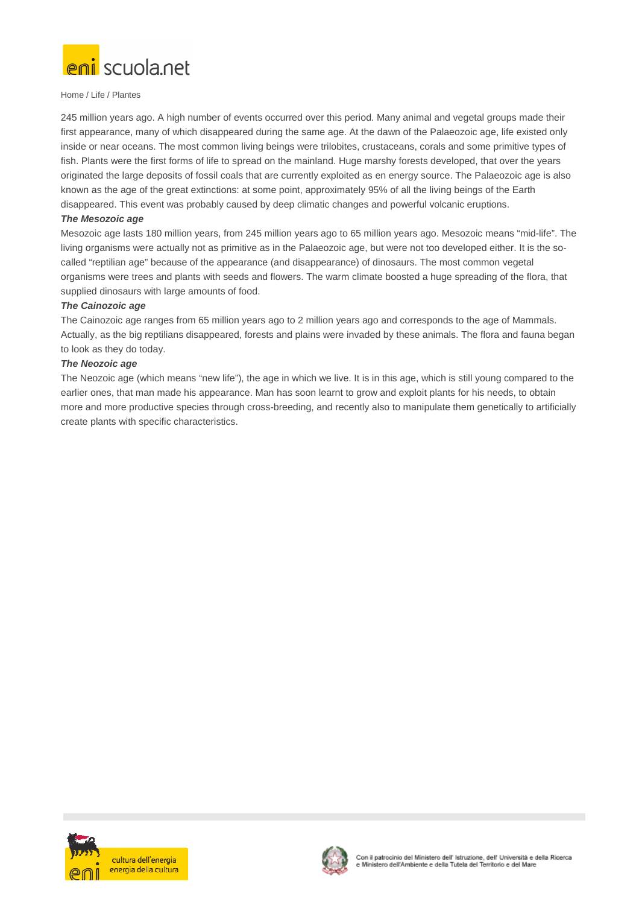245 million years ago. A high number of events occurred over this period. Many animal and vegetal groups made their first appearance, many of which disappeared during the same age. At the dawn of the Palaeozoic age, life existed only inside or near oceans. The most common living beings were trilobites, crustaceans, corals and some primitive types of fish. Plants were the first forms of life to spread on the mainland. Huge marshy forests developed, that over the years originated the large deposits of fossil coals that are currently exploited as en energy source. The Palaeozoic age is also known as the age of the great extinctions: at some point, approximately 95% of all the living beings of the Earth disappeared. This event was probably caused by deep climatic changes and powerful volcanic eruptions.

***The Mesozoic age***

Mesozoic age lasts 180 million years, from 245 million years ago to 65 million years ago. Mesozoic means "mid-life". The living organisms were actually not as primitive as in the Palaeozoic age, but were not too developed either. It is the so-called "reptilian age" because of the appearance (and disappearance) of dinosaurs. The most common vegetal organisms were trees and plants with seeds and flowers. The warm climate boosted a huge spreading of the flora, that supplied dinosaurs with large amounts of food.

***The Cainozoic age***

The Cainozoic age ranges from 65 million years ago to 2 million years ago and corresponds to the age of Mammals. Actually, as the big reptilians disappeared, forests and plains were invaded by these animals. The flora and fauna began to look as they do today.

***The Neozoic age***

The Neozoic age (which means "new life"), the age in which we live. It is in this age, which is still young compared to the earlier ones, that man made his appearance. Man has soon learnt to grow and exploit plants for his needs, to obtain more and more productive species through cross-breeding, and recently also to manipulate them genetically to artificially create plants with specific characteristics.